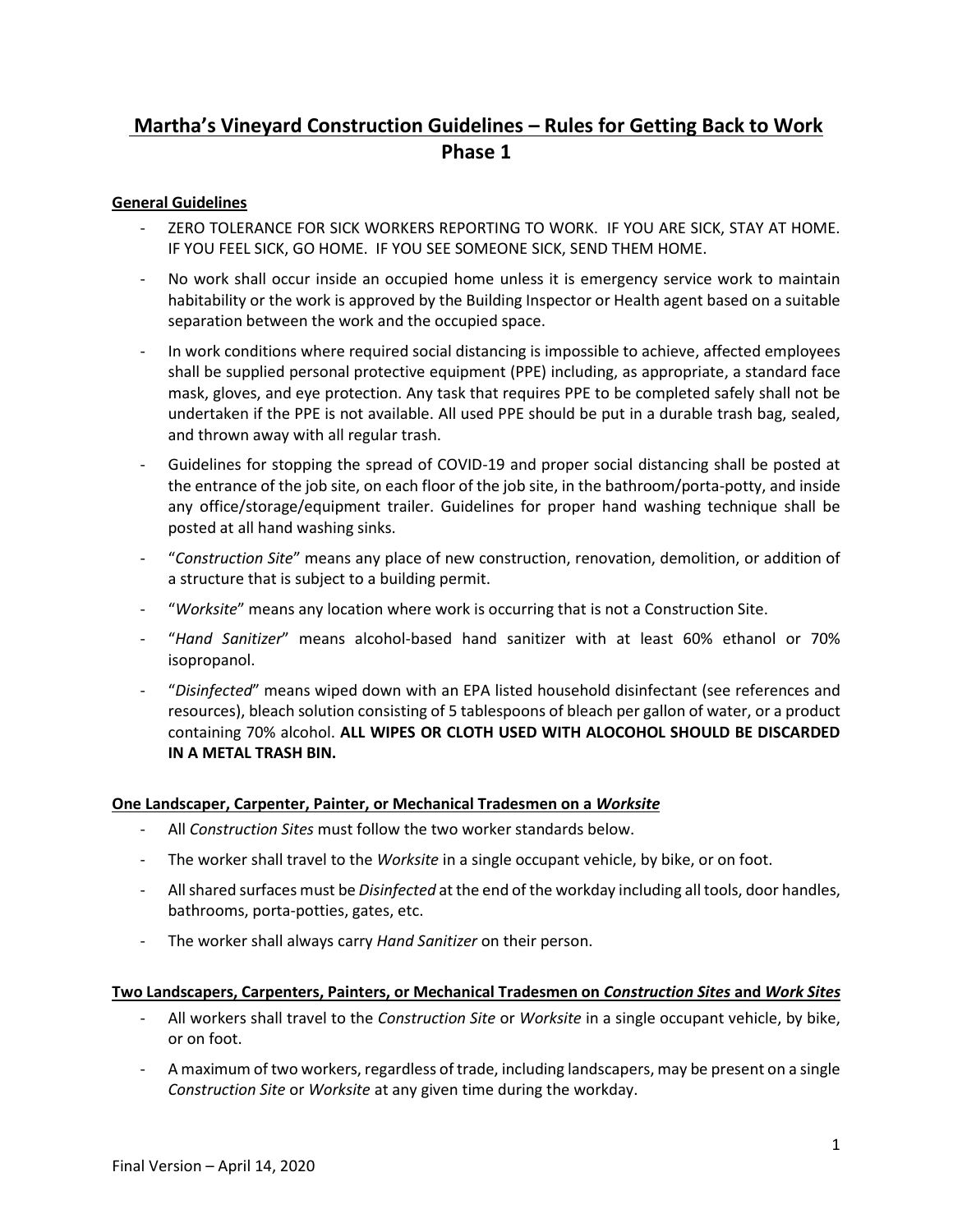# Martha's Vineyard Construction Guidelines – Rules for Getting Back to Work Phase 1

## General Guidelines

- ZERO TOLERANCE FOR SICK WORKERS REPORTING TO WORK. IF YOU ARE SICK, STAY AT HOME. IF YOU FEEL SICK, GO HOME. IF YOU SEE SOMEONE SICK, SEND THEM HOME.
- No work shall occur inside an occupied home unless it is emergency service work to maintain habitability or the work is approved by the Building Inspector or Health agent based on a suitable separation between the work and the occupied space.
- In work conditions where required social distancing is impossible to achieve, affected employees shall be supplied personal protective equipment (PPE) including, as appropriate, a standard face mask, gloves, and eye protection. Any task that requires PPE to be completed safely shall not be undertaken if the PPE is not available. All used PPE should be put in a durable trash bag, sealed, and thrown away with all regular trash.
- Guidelines for stopping the spread of COVID-19 and proper social distancing shall be posted at the entrance of the job site, on each floor of the job site, in the bathroom/porta-potty, and inside any office/storage/equipment trailer. Guidelines for proper hand washing technique shall be posted at all hand washing sinks.
- "*Construction Site*" means any place of new construction, renovation, demolition, or addition of a structure that is subject to a building permit.
- "*Worksite*" means any location where work is occurring that is not a Construction Site.
- "*Hand Sanitizer*" means alcohol-based hand sanitizer with at least 60% ethanol or 70% isopropanol.
- "*Disinfected*" means wiped down with an EPA listed household disinfectant (see references and resources), bleach solution consisting of 5 tablespoons of bleach per gallon of water, or a product containing 70% alcohol. **ALL WIPES OR CLOTH USED WITH ALOCOHOL SHOULD BE DISCARDED IN A METAL TRASH BIN.**

## One Landscaper, Carpenter, Painter, or Mechanical Tradesmen on a *Worksite*

- All *Construction Sites* must follow the two worker standards below.
- The worker shall travel to the *Worksite* in a single occupant vehicle, by bike, or on foot.
- All shared surfaces must be *Disinfected* at the end of the workday including all tools, door handles, bathrooms, porta-potties, gates, etc.
- The worker shall always carry *Hand Sanitizer* on their person.

## Two Landscapers, Carpenters, Painters, or Mechanical Tradesmen on *Construction Sites* and *Work Sites*

- All workers shall travel to the *Construction Site* or *Worksite* in a single occupant vehicle, by bike, or on foot.
- A maximum of two workers, regardless of trade, including landscapers, may be present on a single *Construction Site* or *Worksite* at any given time during the workday.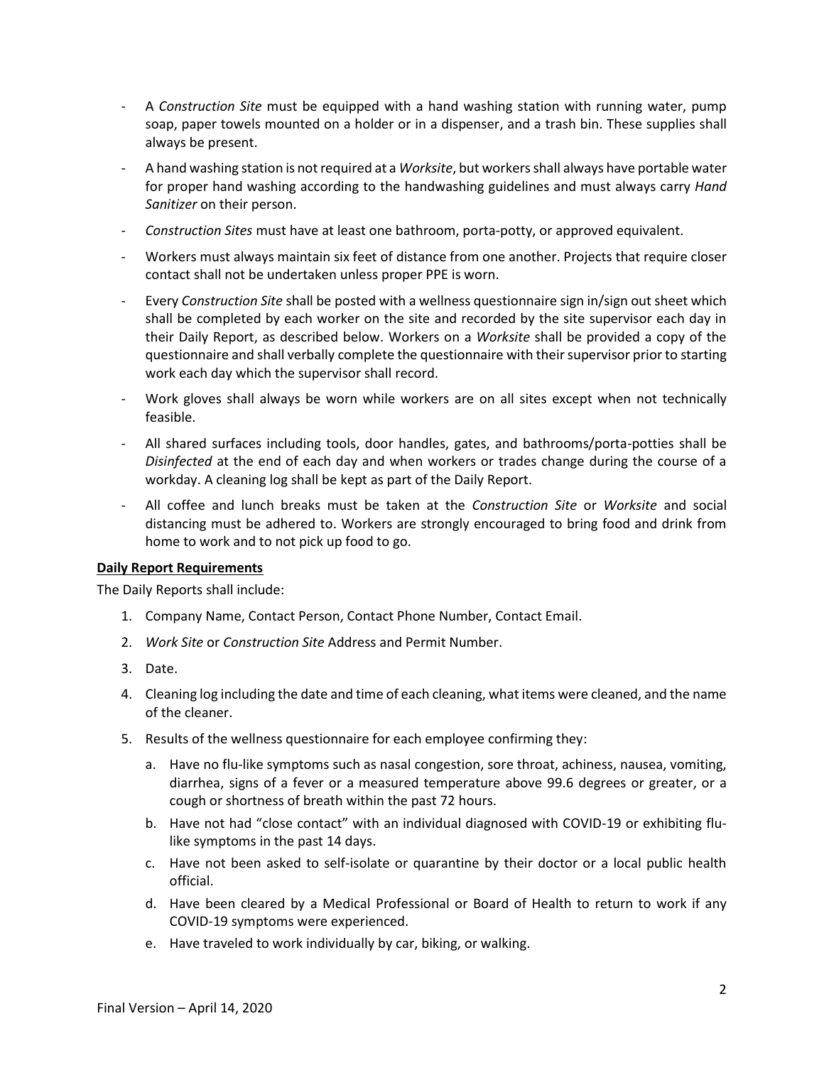- A *Construction Site* must be equipped with a hand washing station with running water, pump soap, paper towels mounted on a holder or in a dispenser, and a trash bin. These supplies shall always be present.
- A hand washing station is not required at a *Worksite*, but workers shall always have portable water for proper hand washing according to the handwashing guidelines and must always carry *Hand Sanitizer* on their person.
- *Construction Sites* must have at least one bathroom, porta-potty, or approved equivalent.
- Workers must always maintain six feet of distance from one another. Projects that require closer contact shall not be undertaken unless proper PPE is worn.
- Every *Construction Site* shall be posted with a wellness questionnaire sign in/sign out sheet which shall be completed by each worker on the site and recorded by the site supervisor each day in their Daily Report, as described below. Workers on a *Worksite* shall be provided a copy of the questionnaire and shall verbally complete the questionnaire with their supervisor prior to starting work each day which the supervisor shall record.
- Work gloves shall always be worn while workers are on all sites except when not technically feasible.
- All shared surfaces including tools, door handles, gates, and bathrooms/porta-potties shall be *Disinfected* at the end of each day and when workers or trades change during the course of a workday. A cleaning log shall be kept as part of the Daily Report.
- All coffee and lunch breaks must be taken at the *Construction Site* or *Worksite* and social distancing must be adhered to. Workers are strongly encouraged to bring food and drink from home to work and to not pick up food to go.

**Daily Report Requirements**

The Daily Reports shall include:

1. Company Name, Contact Person, Contact Phone Number, Contact Email.
2. *Work Site* or *Construction Site* Address and Permit Number.
3. Date.
4. Cleaning log including the date and time of each cleaning, what items were cleaned, and the name of the cleaner.
5. Results of the wellness questionnaire for each employee confirming they:
   a. Have no flu-like symptoms such as nasal congestion, sore throat, achiness, nausea, vomiting, diarrhea, signs of a fever or a measured temperature above 99.6 degrees or greater, or a cough or shortness of breath within the past 72 hours.
   b. Have not had "close contact" with an individual diagnosed with COVID-19 or exhibiting flu-like symptoms in the past 14 days.
   c. Have not been asked to self-isolate or quarantine by their doctor or a local public health official.
   d. Have been cleared by a Medical Professional or Board of Health to return to work if any COVID-19 symptoms were experienced.
   e. Have traveled to work individually by car, biking, or walking.

Final Version – April 14, 2020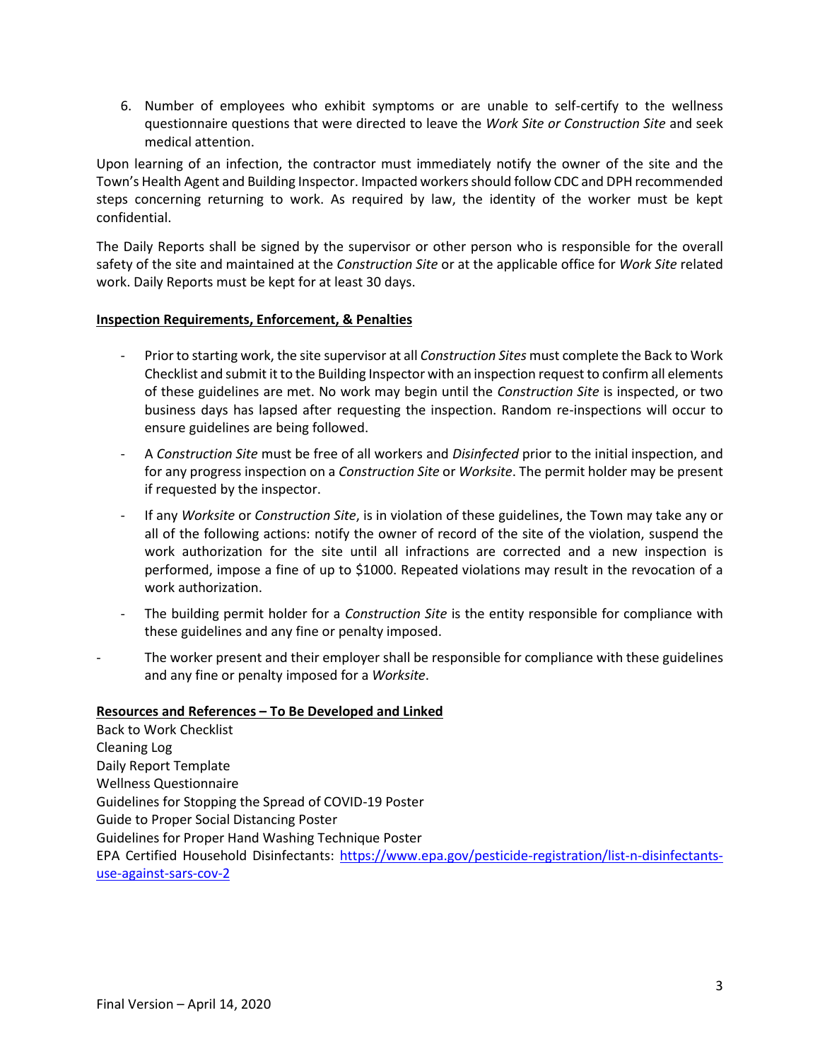6. Number of employees who exhibit symptoms or are unable to self-certify to the wellness questionnaire questions that were directed to leave the *Work Site or Construction Site* and seek medical attention.

Upon learning of an infection, the contractor must immediately notify the owner of the site and the Town's Health Agent and Building Inspector. Impacted workers should follow CDC and DPH recommended steps concerning returning to work. As required by law, the identity of the worker must be kept confidential.

The Daily Reports shall be signed by the supervisor or other person who is responsible for the overall safety of the site and maintained at the *Construction Site* or at the applicable office for *Work Site* related work. Daily Reports must be kept for at least 30 days.

**Inspection Requirements, Enforcement, & Penalties**

- Prior to starting work, the site supervisor at all *Construction Sites* must complete the Back to Work Checklist and submit it to the Building Inspector with an inspection request to confirm all elements of these guidelines are met. No work may begin until the *Construction Site* is inspected, or two business days has lapsed after requesting the inspection. Random re-inspections will occur to ensure guidelines are being followed.
- A *Construction Site* must be free of all workers and *Disinfected* prior to the initial inspection, and for any progress inspection on a *Construction Site* or *Worksite*. The permit holder may be present if requested by the inspector.
- If any *Worksite* or *Construction Site*, is in violation of these guidelines, the Town may take any or all of the following actions: notify the owner of record of the site of the violation, suspend the work authorization for the site until all infractions are corrected and a new inspection is performed, impose a fine of up to $1000. Repeated violations may result in the revocation of a work authorization.
- The building permit holder for a *Construction Site* is the entity responsible for compliance with these guidelines and any fine or penalty imposed.
- The worker present and their employer shall be responsible for compliance with these guidelines and any fine or penalty imposed for a *Worksite*.

**Resources and References – To Be Developed and Linked**

Back to Work Checklist
Cleaning Log
Daily Report Template
Wellness Questionnaire
Guidelines for Stopping the Spread of COVID-19 Poster
Guide to Proper Social Distancing Poster
Guidelines for Proper Hand Washing Technique Poster
EPA Certified Household Disinfectants: https://www.epa.gov/pesticide-registration/list-n-disinfectants-use-against-sars-cov-2

Final Version – April 14, 2020